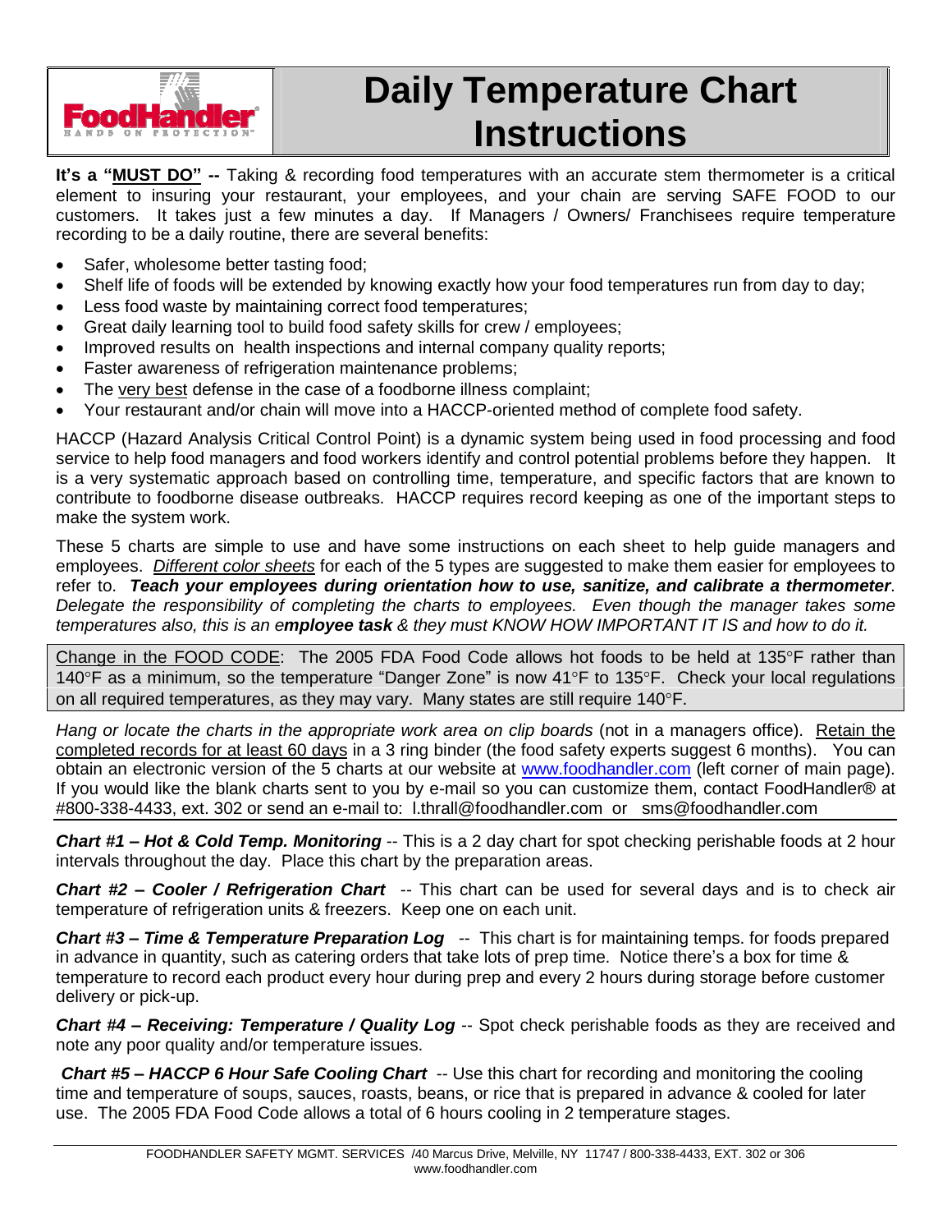# Daily Temperature Chart Instructions

**It's a "MUST DO" --** Taking & recording food temperatures with an accurate stem thermometer is a critical element to insuring your restaurant, your employees, and your chain are serving SAFE FOOD to our customers. It takes just a few minutes a day. If Managers / Owners/ Franchisees require temperature recording to be a daily routine, there are several benefits:

- Safer, wholesome better tasting food;
- Shelf life of foods will be extended by knowing exactly how your food temperatures run from day to day;
- Less food waste by maintaining correct food temperatures;
- Great daily learning tool to build food safety skills for crew / employees;
- Improved results on health inspections and internal company quality reports;
- Faster awareness of refrigeration maintenance problems;
- The very best defense in the case of a foodborne illness complaint;
- Your restaurant and/or chain will move into a HACCP-oriented method of complete food safety.

HACCP (Hazard Analysis Critical Control Point) is a dynamic system being used in food processing and food service to help food managers and food workers identify and control potential problems before they happen. It is a very systematic approach based on controlling time, temperature, and specific factors that are known to contribute to foodborne disease outbreaks. HACCP requires record keeping as one of the important steps to make the system work.

These 5 charts are simple to use and have some instructions on each sheet to help guide managers and employees. *Different color sheets* for each of the 5 types are suggested to make them easier for employees to refer to. ***Teach your employees during orientation how to use, sanitize, and calibrate a thermometer***. *Delegate the responsibility of completing the charts to employees. Even though the manager takes some temperatures also, this is an e**mployee task** & they must KNOW HOW IMPORTANT IT IS and how to do it.*

Change in the FOOD CODE: The 2005 FDA Food Code allows hot foods to be held at 135°F rather than 140°F as a minimum, so the temperature "Danger Zone" is now 41°F to 135°F. Check your local regulations on all required temperatures, as they may vary. Many states are still require 140°F.

*Hang or locate the charts in the appropriate work area on clip boards* (not in a managers office). Retain the completed records for at least 60 days in a 3 ring binder (the food safety experts suggest 6 months). You can obtain an electronic version of the 5 charts at our website at www.foodhandler.com (left corner of main page). If you would like the blank charts sent to you by e-mail so you can customize them, contact FoodHandler® at #800-338-4433, ext. 302 or send an e-mail to: l.thrall@foodhandler.com or sms@foodhandler.com

***Chart #1 – Hot & Cold Temp. Monitoring*** -- This is a 2 day chart for spot checking perishable foods at 2 hour intervals throughout the day. Place this chart by the preparation areas.

***Chart #2 – Cooler / Refrigeration Chart*** -- This chart can be used for several days and is to check air temperature of refrigeration units & freezers. Keep one on each unit.

***Chart #3 – Time & Temperature Preparation Log*** -- This chart is for maintaining temps. for foods prepared in advance in quantity, such as catering orders that take lots of prep time. Notice there's a box for time & temperature to record each product every hour during prep and every 2 hours during storage before customer delivery or pick-up.

***Chart #4 – Receiving: Temperature / Quality Log*** -- Spot check perishable foods as they are received and note any poor quality and/or temperature issues.

***Chart #5 – HACCP 6 Hour Safe Cooling Chart*** -- Use this chart for recording and monitoring the cooling time and temperature of soups, sauces, roasts, beans, or rice that is prepared in advance & cooled for later use. The 2005 FDA Food Code allows a total of 6 hours cooling in 2 temperature stages.

FOODHANDLER SAFETY MGMT. SERVICES /40 Marcus Drive, Melville, NY 11747 / 800-338-4433, EXT. 302 or 306
www.foodhandler.com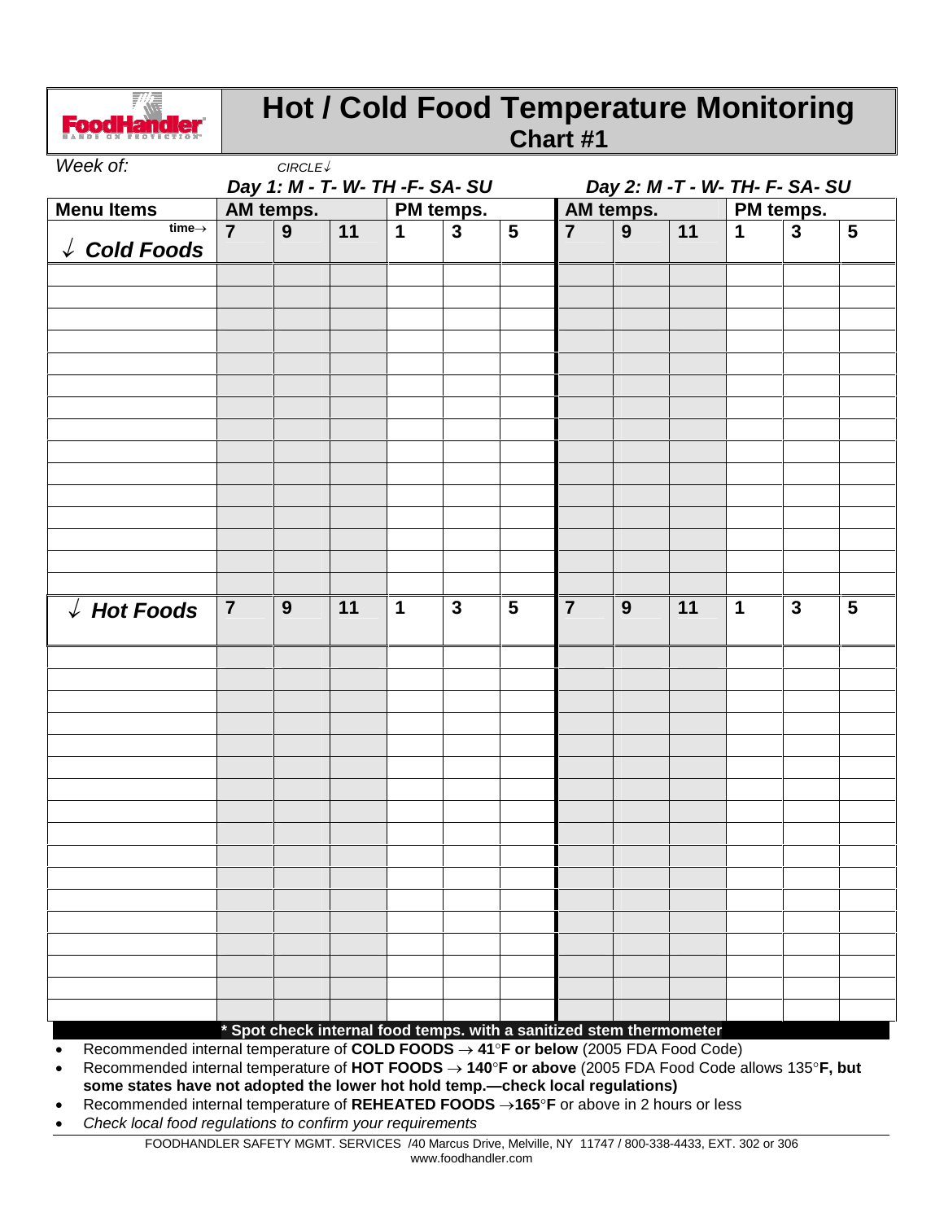# Hot / Cold Food Temperature Monitoring

## Chart #1

*Week of:* *CIRCLE↓*

| Menu Items | *Day 1: M - T- W- TH -F- SA- SU* | | | | | | *Day 2: M -T - W- TH- F- SA- SU* | | | | | |
|---|---|---|---|---|---|---|---|---|---|---|---|---|
| | **AM temps.** | | | **PM temps.** | | | **AM temps.** | | | **PM temps.** | | |
| **time→** ✓ ***Cold Foods*** | **7** | **9** | **11** | **1** | **3** | **5** | **7** | **9** | **11** | **1** | **3** | **5** |
| | | | | | | | | | | | | |
| | | | | | | | | | | | | |
| | | | | | | | | | | | | |
| | | | | | | | | | | | | |
| | | | | | | | | | | | | |
| | | | | | | | | | | | | |
| | | | | | | | | | | | | |
| | | | | | | | | | | | | |
| | | | | | | | | | | | | |
| | | | | | | | | | | | | |
| | | | | | | | | | | | | |
| | | | | | | | | | | | | |
| | | | | | | | | | | | | |
| | | | | | | | | | | | | |
| | | | | | | | | | | | | |
| ✓ ***Hot Foods*** | **7** | **9** | **11** | **1** | **3** | **5** | **7** | **9** | **11** | **1** | **3** | **5** |
| | | | | | | | | | | | | |
| | | | | | | | | | | | | |
| | | | | | | | | | | | | |
| | | | | | | | | | | | | |
| | | | | | | | | | | | | |
| | | | | | | | | | | | | |
| | | | | | | | | | | | | |
| | | | | | | | | | | | | |
| | | | | | | | | | | | | |
| | | | | | | | | | | | | |
| | | | | | | | | | | | | |
| | | | | | | | | | | | | |
| | | | | | | | | | | | | |
| | | | | | | | | | | | | |
| | | | | | | | | | | | | |
| | | | | | | | | | | | | |

**\* Spot check internal food temps. with a sanitized stem thermometer**

- Recommended internal temperature of **COLD FOODS → 41°F or below** (2005 FDA Food Code)
- Recommended internal temperature of **HOT FOODS → 140°F or above** (2005 FDA Food Code allows 135°**F, but some states have not adopted the lower hot hold temp.—check local regulations)**
- Recommended internal temperature of **REHEATED FOODS →165°F** or above in 2 hours or less
- *Check local food regulations to confirm your requirements*

FOODHANDLER SAFETY MGMT. SERVICES /40 Marcus Drive, Melville, NY 11747 / 800-338-4433, EXT. 302 or 306
www.foodhandler.com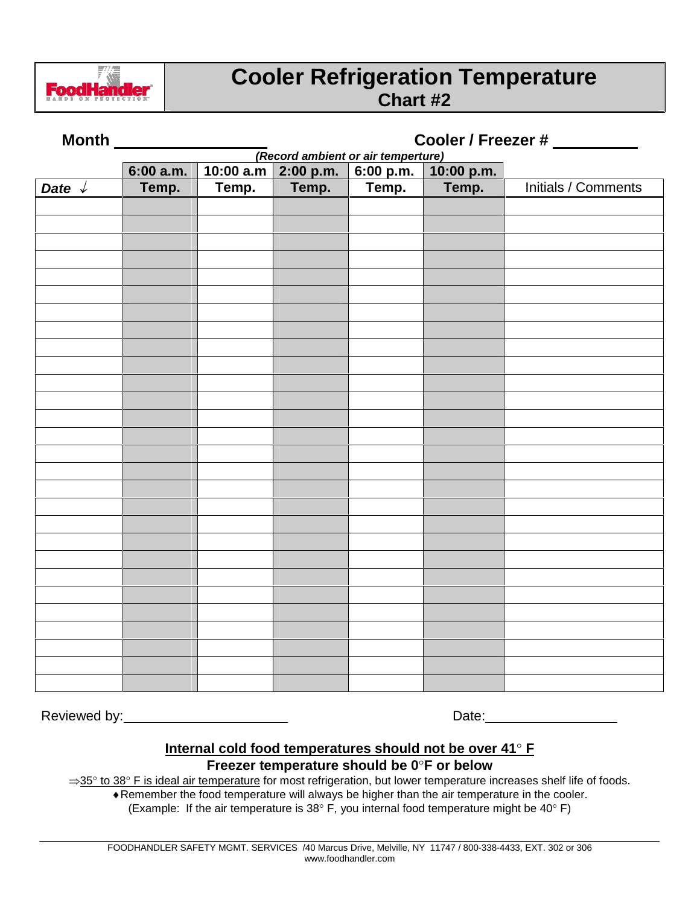FoodHandler

# Cooler Refrigeration Temperature
## Chart #2

**Month** ________________ **Cooler / Freezer #** __________

***(Record ambient or air temperture)***

| | **6:00 a.m.** | **10:00 a.m** | **2:00 p.m.** | **6:00 p.m.** | **10:00 p.m.** | |
|---|---|---|---|---|---|---|
| ***Date √*** | **Temp.** | **Temp.** | **Temp.** | **Temp.** | **Temp.** | Initials / Comments |
| | | | | | | |
| | | | | | | |
| | | | | | | |
| | | | | | | |
| | | | | | | |
| | | | | | | |
| | | | | | | |
| | | | | | | |
| | | | | | | |
| | | | | | | |
| | | | | | | |
| | | | | | | |
| | | | | | | |
| | | | | | | |
| | | | | | | |
| | | | | | | |
| | | | | | | |
| | | | | | | |
| | | | | | | |
| | | | | | | |
| | | | | | | |
| | | | | | | |
| | | | | | | |
| | | | | | | |
| | | | | | | |
| | | | | | | |
| | | | | | | |
| | | | | | | |

Reviewed by: ____________________ Date: ________________

**Internal cold food temperatures should not be over 41° F**

**Freezer temperature should be 0°F or below**

⇒35° to 38° F is ideal air temperature for most refrigeration, but lower temperature increases shelf life of foods.

♦Remember the food temperature will always be higher than the air temperature in the cooler.
(Example: If the air temperature is 38° F, you internal food temperature might be 40° F)

FOODHANDLER SAFETY MGMT. SERVICES /40 Marcus Drive, Melville, NY 11747 / 800-338-4433, EXT. 302 or 306
www.foodhandler.com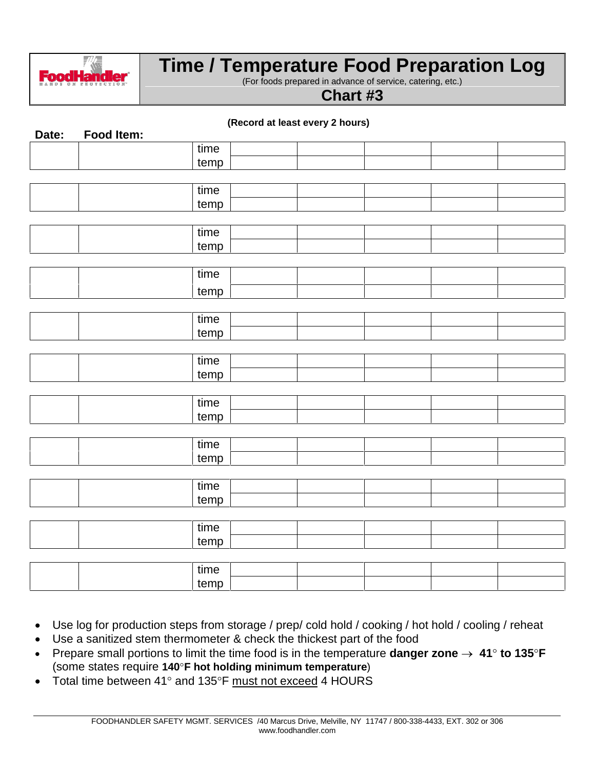# Time / Temperature Food Preparation Log

(For foods prepared in advance of service, catering, etc.)

## Chart #3

**(Record at least every 2 hours)**

| Date: | Food Item: | | | | | | |
|---|---|---|---|---|---|---|---|
| | | time | | | | | |
| | | temp | | | | | |
| | | time | | | | | |
| | | temp | | | | | |
| | | time | | | | | |
| | | temp | | | | | |
| | | time | | | | | |
| | | temp | | | | | |
| | | time | | | | | |
| | | temp | | | | | |
| | | time | | | | | |
| | | temp | | | | | |
| | | time | | | | | |
| | | temp | | | | | |
| | | time | | | | | |
| | | temp | | | | | |
| | | time | | | | | |
| | | temp | | | | | |
| | | time | | | | | |
| | | temp | | | | | |
| | | time | | | | | |
| | | temp | | | | | |

- Use log for production steps from storage / prep/ cold hold / cooking / hot hold / cooling / reheat
- Use a sanitized stem thermometer & check the thickest part of the food
- Prepare small portions to limit the time food is in the temperature **danger zone → 41° to 135°F** (some states require **140°F hot holding minimum temperature**)
- Total time between 41° and 135°F must not exceed 4 HOURS

FOODHANDLER SAFETY MGMT. SERVICES /40 Marcus Drive, Melville, NY 11747 / 800-338-4433, EXT. 302 or 306
www.foodhandler.com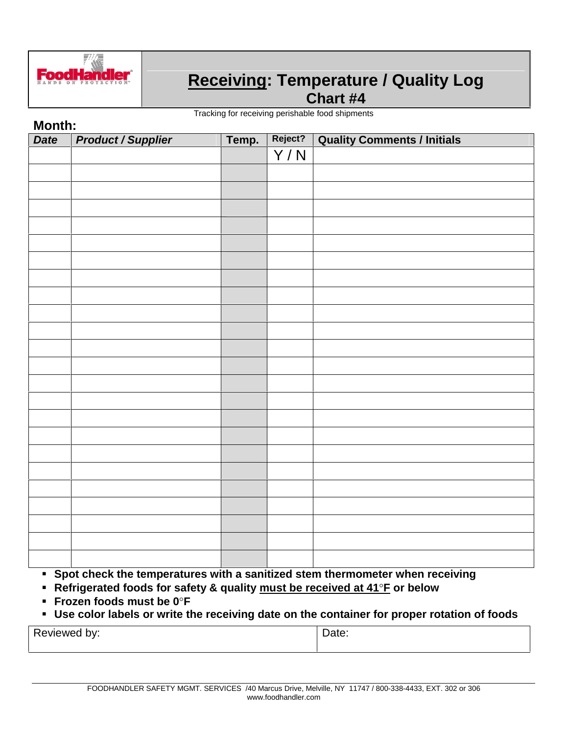FoodHandler
HANDS ON PROTECTION

# Receiving: Temperature / Quality Log
## Chart #4

Tracking for receiving perishable food shipments

**Month:**

| *Date* | *Product / Supplier* | Temp. | Reject? | Quality Comments / Initials |
|---|---|---|---|---|
| | | | Y / N | |
| | | | | |
| | | | | |
| | | | | |
| | | | | |
| | | | | |
| | | | | |
| | | | | |
| | | | | |
| | | | | |
| | | | | |
| | | | | |
| | | | | |
| | | | | |
| | | | | |
| | | | | |
| | | | | |
| | | | | |
| | | | | |
| | | | | |
| | | | | |
| | | | | |
| | | | | |
| | | | | |

- **Spot check the temperatures with a sanitized stem thermometer when receiving**
- **Refrigerated foods for safety & quality must be received at 41°F or below**
- **Frozen foods must be 0°F**
- **Use color labels or write the receiving date on the container for proper rotation of foods**

| Reviewed by: | Date: |
|---|---|

FOODHANDLER SAFETY MGMT. SERVICES /40 Marcus Drive, Melville, NY 11747 / 800-338-4433, EXT. 302 or 306
www.foodhandler.com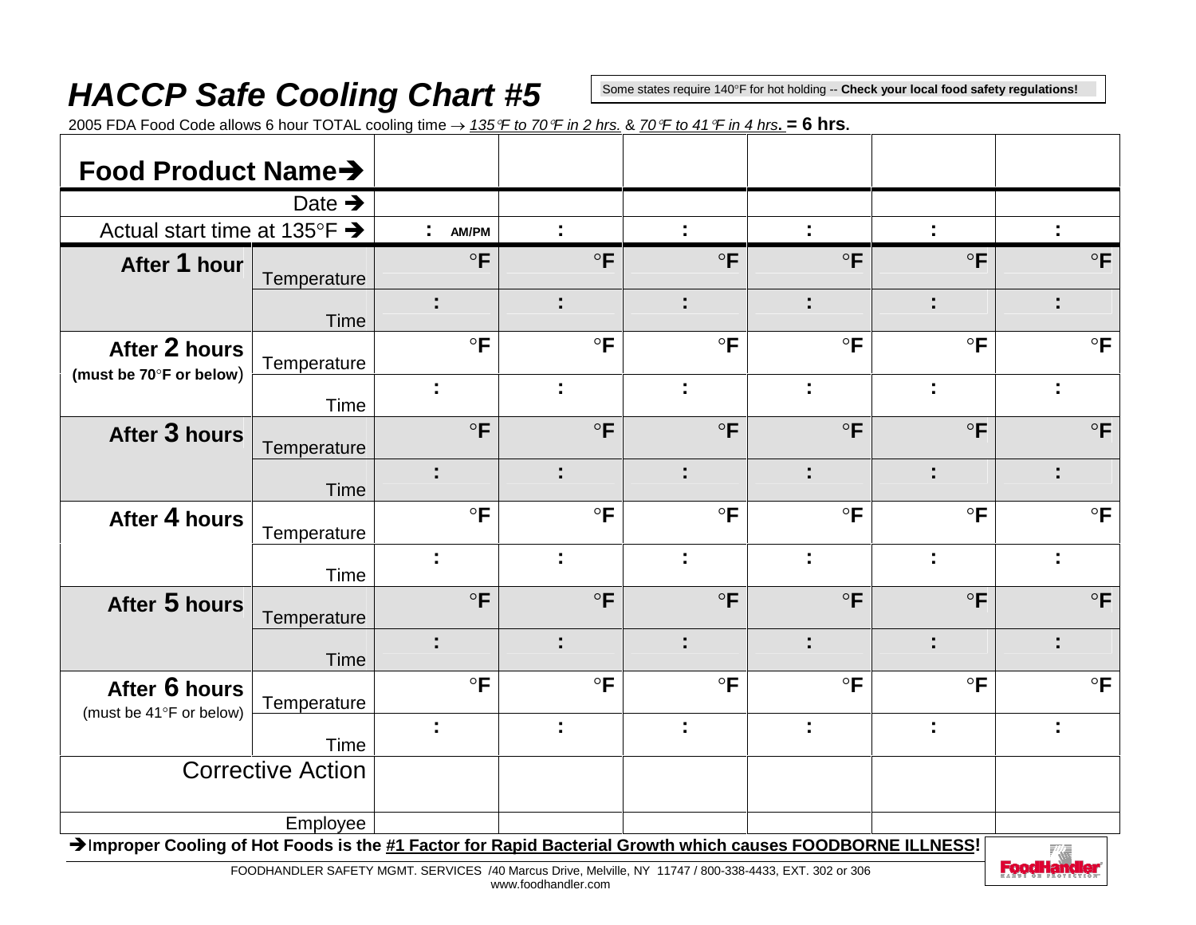# *HACCP Safe Cooling Chart #5*

Some states require 140°F for hot holding -- **Check your local food safety regulations!**

2005 FDA Food Code allows 6 hour TOTAL cooling time → *135°F to 70°F in 2 hrs.* & *70°F to 41°F in 4 hrs.* **= 6 hrs.**

| **Food Product Name➔** | | | | | | | |
|---|---|---|---|---|---|---|---|
| | Date ➔ | | | | | | |
| Actual start time at 135°F ➔ | | : AM/PM | : | : | : | : | : |
| **After 1 hour** | Temperature | °F | °F | °F | °F | °F | °F |
| | Time | : | : | : | : | : | : |
| **After 2 hours** **(must be 70°F or below)** | Temperature | °F | °F | °F | °F | °F | °F |
| | Time | : | : | : | : | : | : |
| **After 3 hours** | Temperature | °F | °F | °F | °F | °F | °F |
| | Time | : | : | : | : | : | : |
| **After 4 hours** | Temperature | °F | °F | °F | °F | °F | °F |
| | Time | : | : | : | : | : | : |
| **After 5 hours** | Temperature | °F | °F | °F | °F | °F | °F |
| | Time | : | : | : | : | : | : |
| **After 6 hours** (must be 41°F or below) | Temperature | °F | °F | °F | °F | °F | °F |
| | Time | : | : | : | : | : | : |
| Corrective Action | | | | | | | |
| | Employee | | | | | | |

**➔Improper Cooling of Hot Foods is the <u>#1 Factor for Rapid Bacterial Growth which causes FOODBORNE ILLNESS</u>!**

FOODHANDLER SAFETY MGMT. SERVICES /40 Marcus Drive, Melville, NY 11747 / 800-338-4433, EXT. 302 or 306
www.foodhandler.com

FoodHandler